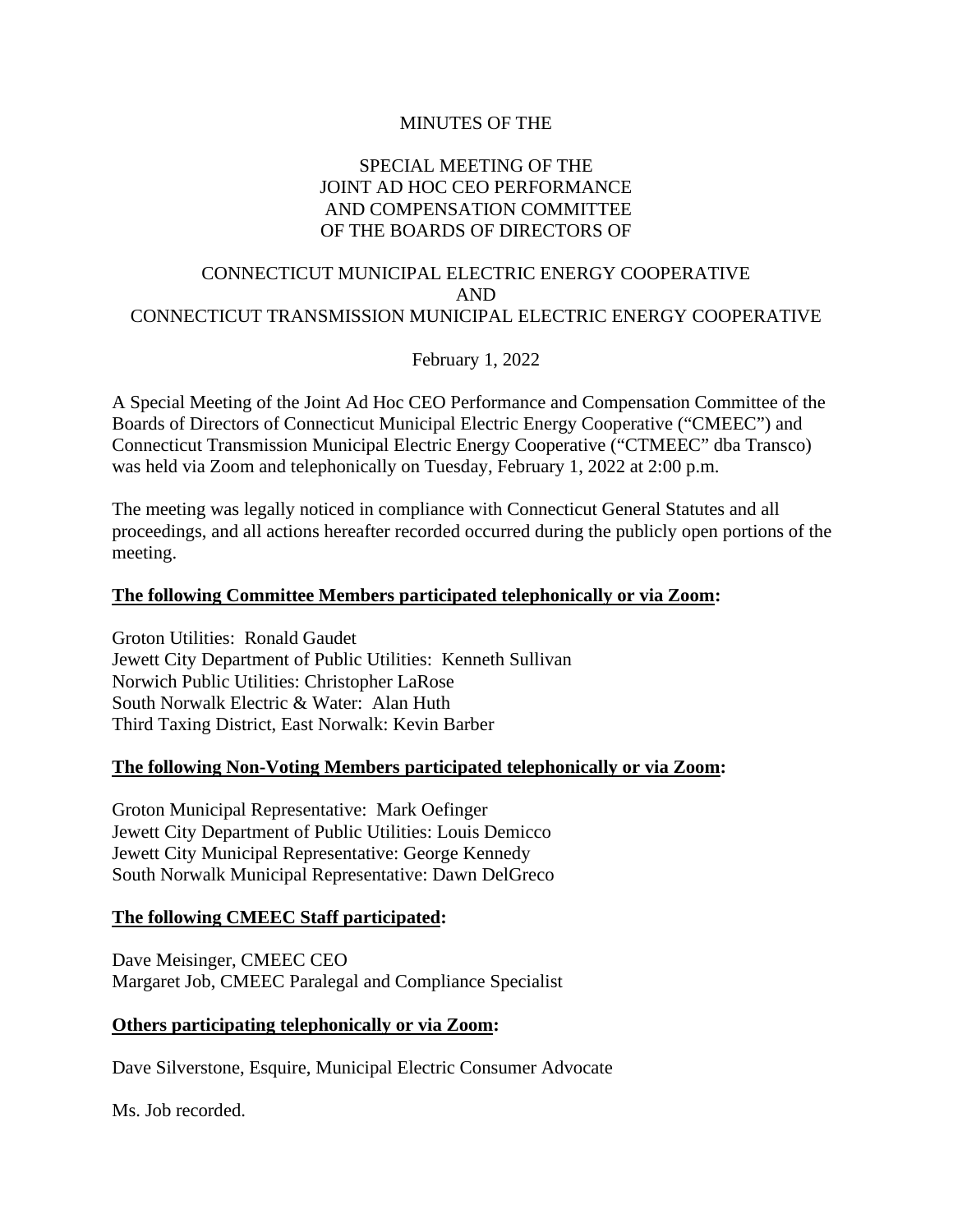MINUTES OF THE

SPECIAL MEETING OF THE
JOINT AD HOC CEO PERFORMANCE
AND COMPENSATION COMMITTEE
OF THE BOARDS OF DIRECTORS OF

CONNECTICUT MUNICIPAL ELECTRIC ENERGY COOPERATIVE
AND
CONNECTICUT TRANSMISSION MUNICIPAL ELECTRIC ENERGY COOPERATIVE

February 1, 2022

A Special Meeting of the Joint Ad Hoc CEO Performance and Compensation Committee of the Boards of Directors of Connecticut Municipal Electric Energy Cooperative ("CMEEC") and Connecticut Transmission Municipal Electric Energy Cooperative ("CTMEEC" dba Transco) was held via Zoom and telephonically on Tuesday, February 1, 2022 at 2:00 p.m.

The meeting was legally noticed in compliance with Connecticut General Statutes and all proceedings, and all actions hereafter recorded occurred during the publicly open portions of the meeting.

**The following Committee Members participated telephonically or via Zoom:**

Groton Utilities: Ronald Gaudet
Jewett City Department of Public Utilities: Kenneth Sullivan
Norwich Public Utilities: Christopher LaRose
South Norwalk Electric & Water: Alan Huth
Third Taxing District, East Norwalk: Kevin Barber

**The following Non-Voting Members participated telephonically or via Zoom:**

Groton Municipal Representative: Mark Oefinger
Jewett City Department of Public Utilities: Louis Demicco
Jewett City Municipal Representative: George Kennedy
South Norwalk Municipal Representative: Dawn DelGreco

**The following CMEEC Staff participated:**

Dave Meisinger, CMEEC CEO
Margaret Job, CMEEC Paralegal and Compliance Specialist

**Others participating telephonically or via Zoom:**

Dave Silverstone, Esquire, Municipal Electric Consumer Advocate

Ms. Job recorded.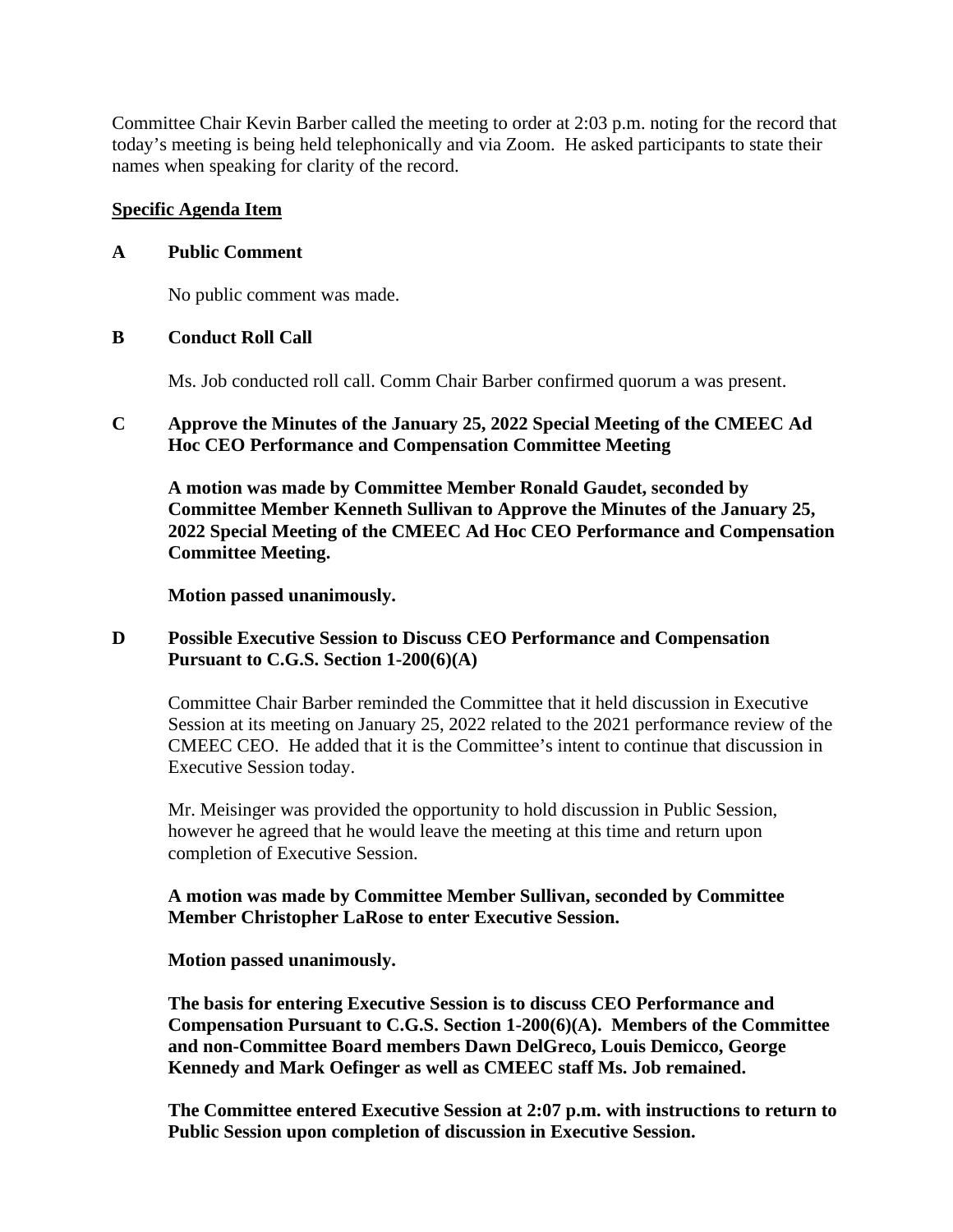Committee Chair Kevin Barber called the meeting to order at 2:03 p.m. noting for the record that today's meeting is being held telephonically and via Zoom. He asked participants to state their names when speaking for clarity of the record.

**Specific Agenda Item**

**A Public Comment**

No public comment was made.

**B Conduct Roll Call**

Ms. Job conducted roll call. Comm Chair Barber confirmed quorum a was present.

**C Approve the Minutes of the January 25, 2022 Special Meeting of the CMEEC Ad Hoc CEO Performance and Compensation Committee Meeting**

**A motion was made by Committee Member Ronald Gaudet, seconded by Committee Member Kenneth Sullivan to Approve the Minutes of the January 25, 2022 Special Meeting of the CMEEC Ad Hoc CEO Performance and Compensation Committee Meeting.**

**Motion passed unanimously.**

**D Possible Executive Session to Discuss CEO Performance and Compensation Pursuant to C.G.S. Section 1-200(6)(A)**

Committee Chair Barber reminded the Committee that it held discussion in Executive Session at its meeting on January 25, 2022 related to the 2021 performance review of the CMEEC CEO. He added that it is the Committee's intent to continue that discussion in Executive Session today.

Mr. Meisinger was provided the opportunity to hold discussion in Public Session, however he agreed that he would leave the meeting at this time and return upon completion of Executive Session.

**A motion was made by Committee Member Sullivan, seconded by Committee Member Christopher LaRose to enter Executive Session.**

**Motion passed unanimously.**

**The basis for entering Executive Session is to discuss CEO Performance and Compensation Pursuant to C.G.S. Section 1-200(6)(A). Members of the Committee and non-Committee Board members Dawn DelGreco, Louis Demicco, George Kennedy and Mark Oefinger as well as CMEEC staff Ms. Job remained.**

**The Committee entered Executive Session at 2:07 p.m. with instructions to return to Public Session upon completion of discussion in Executive Session.**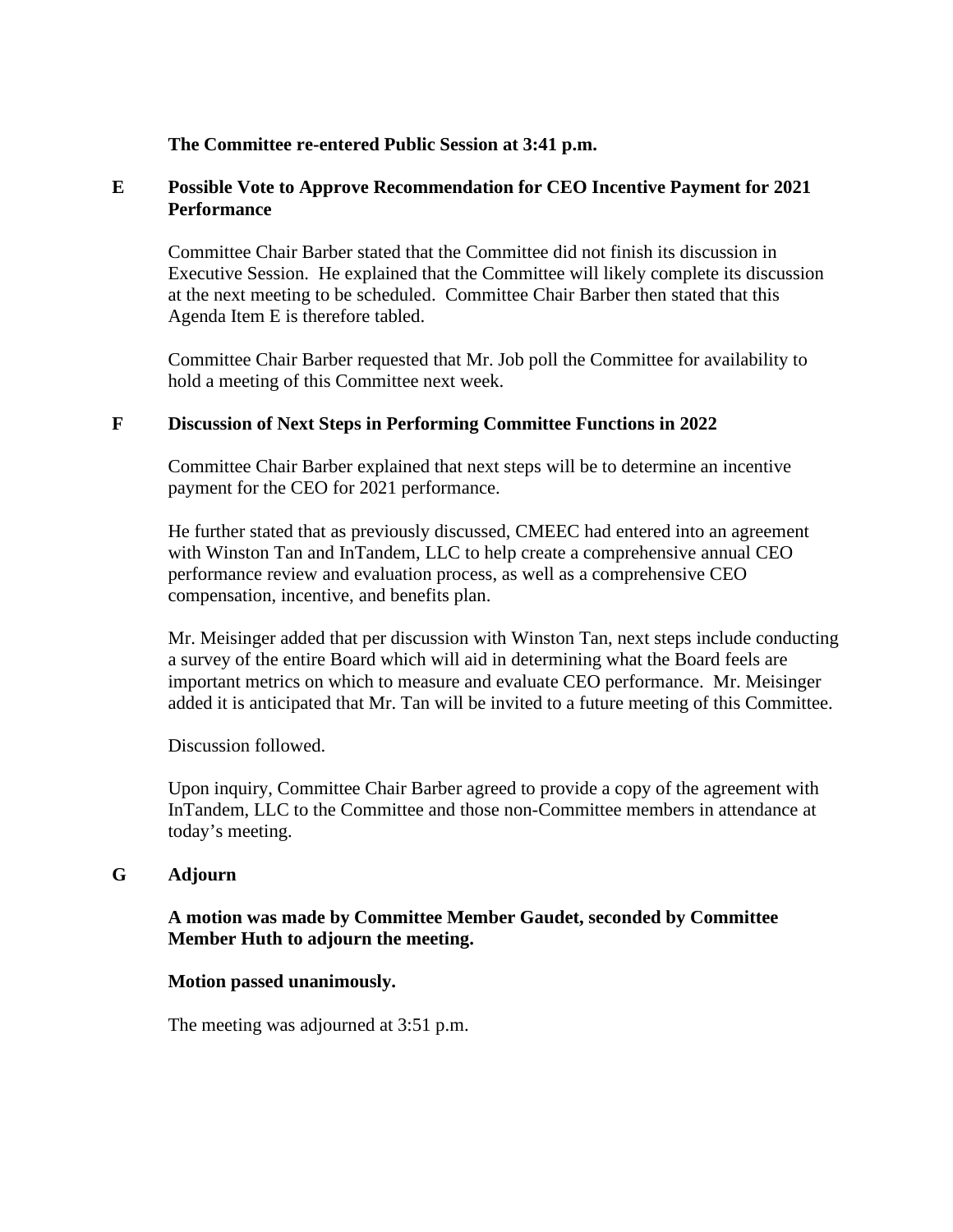**The Committee re-entered Public Session at 3:41 p.m.**

### E Possible Vote to Approve Recommendation for CEO Incentive Payment for 2021 Performance

Committee Chair Barber stated that the Committee did not finish its discussion in Executive Session. He explained that the Committee will likely complete its discussion at the next meeting to be scheduled. Committee Chair Barber then stated that this Agenda Item E is therefore tabled.

Committee Chair Barber requested that Mr. Job poll the Committee for availability to hold a meeting of this Committee next week.

### F Discussion of Next Steps in Performing Committee Functions in 2022

Committee Chair Barber explained that next steps will be to determine an incentive payment for the CEO for 2021 performance.

He further stated that as previously discussed, CMEEC had entered into an agreement with Winston Tan and InTandem, LLC to help create a comprehensive annual CEO performance review and evaluation process, as well as a comprehensive CEO compensation, incentive, and benefits plan.

Mr. Meisinger added that per discussion with Winston Tan, next steps include conducting a survey of the entire Board which will aid in determining what the Board feels are important metrics on which to measure and evaluate CEO performance. Mr. Meisinger added it is anticipated that Mr. Tan will be invited to a future meeting of this Committee.

Discussion followed.

Upon inquiry, Committee Chair Barber agreed to provide a copy of the agreement with InTandem, LLC to the Committee and those non-Committee members in attendance at today's meeting.

### G Adjourn

**A motion was made by Committee Member Gaudet, seconded by Committee Member Huth to adjourn the meeting.**

**Motion passed unanimously.**

The meeting was adjourned at 3:51 p.m.